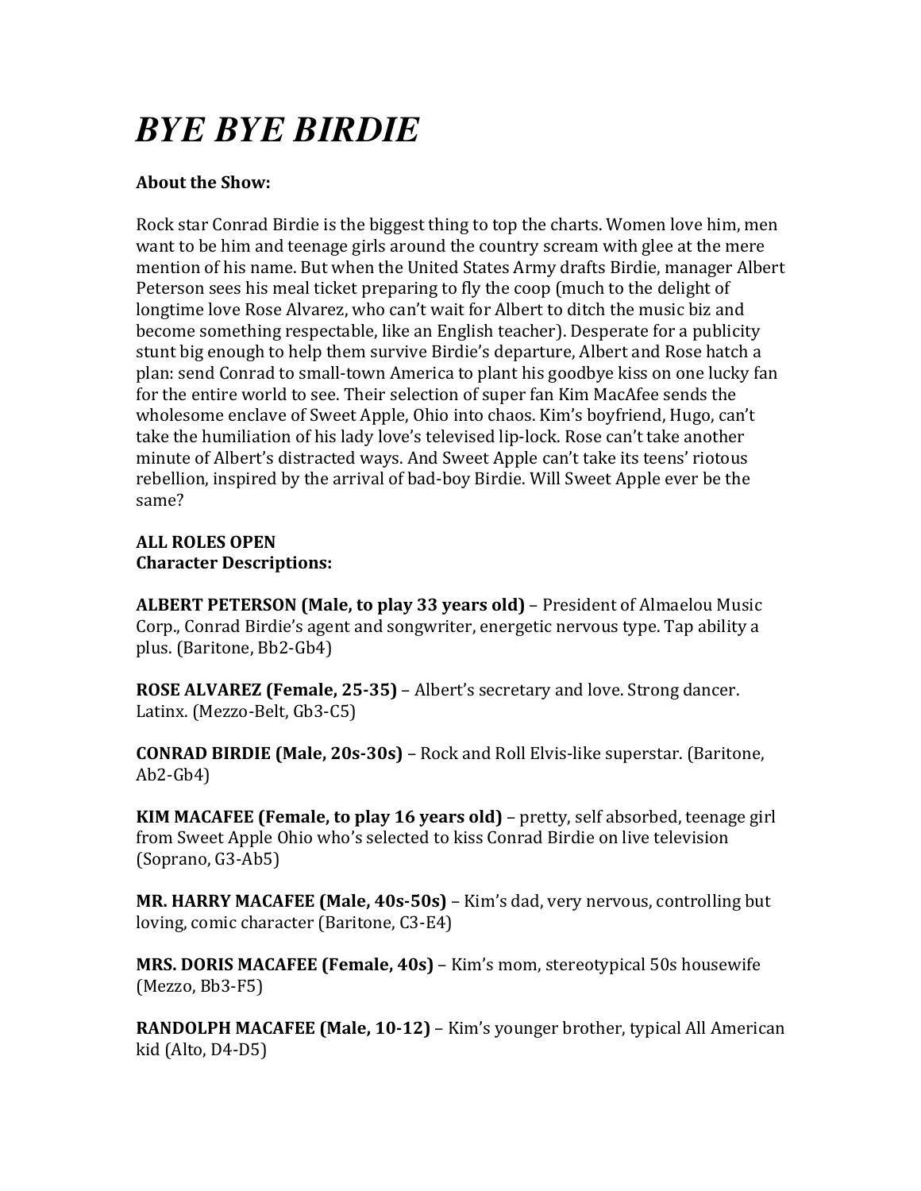# *BYE BYE BIRDIE*

**About the Show:**

Rock star Conrad Birdie is the biggest thing to top the charts. Women love him, men want to be him and teenage girls around the country scream with glee at the mere mention of his name. But when the United States Army drafts Birdie, manager Albert Peterson sees his meal ticket preparing to fly the coop (much to the delight of longtime love Rose Alvarez, who can't wait for Albert to ditch the music biz and become something respectable, like an English teacher). Desperate for a publicity stunt big enough to help them survive Birdie's departure, Albert and Rose hatch a plan: send Conrad to small-town America to plant his goodbye kiss on one lucky fan for the entire world to see. Their selection of super fan Kim MacAfee sends the wholesome enclave of Sweet Apple, Ohio into chaos. Kim's boyfriend, Hugo, can't take the humiliation of his lady love's televised lip-lock. Rose can't take another minute of Albert's distracted ways. And Sweet Apple can't take its teens' riotous rebellion, inspired by the arrival of bad-boy Birdie. Will Sweet Apple ever be the same?

**ALL ROLES OPEN**
**Character Descriptions:**

**ALBERT PETERSON (Male, to play 33 years old)** – President of Almaelou Music Corp., Conrad Birdie's agent and songwriter, energetic nervous type. Tap ability a plus. (Baritone, Bb2-Gb4)

**ROSE ALVAREZ (Female, 25-35)** – Albert's secretary and love. Strong dancer. Latinx. (Mezzo-Belt, Gb3-C5)

**CONRAD BIRDIE (Male, 20s-30s)** – Rock and Roll Elvis-like superstar. (Baritone, Ab2-Gb4)

**KIM MACAFEE (Female, to play 16 years old)** – pretty, self absorbed, teenage girl from Sweet Apple Ohio who's selected to kiss Conrad Birdie on live television (Soprano, G3-Ab5)

**MR. HARRY MACAFEE (Male, 40s-50s)** – Kim's dad, very nervous, controlling but loving, comic character (Baritone, C3-E4)

**MRS. DORIS MACAFEE (Female, 40s)** – Kim's mom, stereotypical 50s housewife (Mezzo, Bb3-F5)

**RANDOLPH MACAFEE (Male, 10-12)** – Kim's younger brother, typical All American kid (Alto, D4-D5)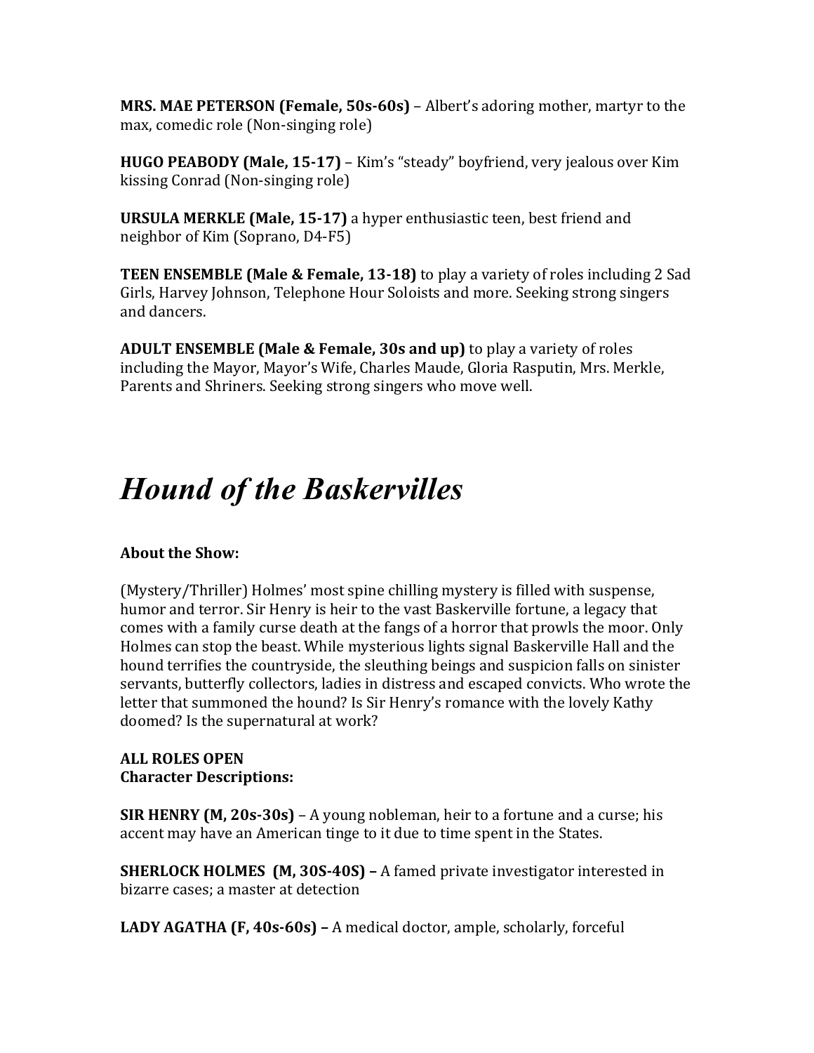**MRS. MAE PETERSON (Female, 50s-60s)** – Albert's adoring mother, martyr to the max, comedic role (Non-singing role)

**HUGO PEABODY (Male, 15-17)** – Kim's "steady" boyfriend, very jealous over Kim kissing Conrad (Non-singing role)

**URSULA MERKLE (Male, 15-17)** a hyper enthusiastic teen, best friend and neighbor of Kim (Soprano, D4-F5)

**TEEN ENSEMBLE (Male & Female, 13-18)** to play a variety of roles including 2 Sad Girls, Harvey Johnson, Telephone Hour Soloists and more. Seeking strong singers and dancers.

**ADULT ENSEMBLE (Male & Female, 30s and up)** to play a variety of roles including the Mayor, Mayor's Wife, Charles Maude, Gloria Rasputin, Mrs. Merkle, Parents and Shriners. Seeking strong singers who move well.

# *Hound of the Baskervilles*

**About the Show:**

(Mystery/Thriller) Holmes' most spine chilling mystery is filled with suspense, humor and terror. Sir Henry is heir to the vast Baskerville fortune, a legacy that comes with a family curse death at the fangs of a horror that prowls the moor. Only Holmes can stop the beast. While mysterious lights signal Baskerville Hall and the hound terrifies the countryside, the sleuthing beings and suspicion falls on sinister servants, butterfly collectors, ladies in distress and escaped convicts. Who wrote the letter that summoned the hound? Is Sir Henry's romance with the lovely Kathy doomed? Is the supernatural at work?

**ALL ROLES OPEN**
**Character Descriptions:**

**SIR HENRY (M, 20s-30s)** – A young nobleman, heir to a fortune and a curse; his accent may have an American tinge to it due to time spent in the States.

**SHERLOCK HOLMES (M, 30S-40S) –** A famed private investigator interested in bizarre cases; a master at detection

**LADY AGATHA (F, 40s-60s) –** A medical doctor, ample, scholarly, forceful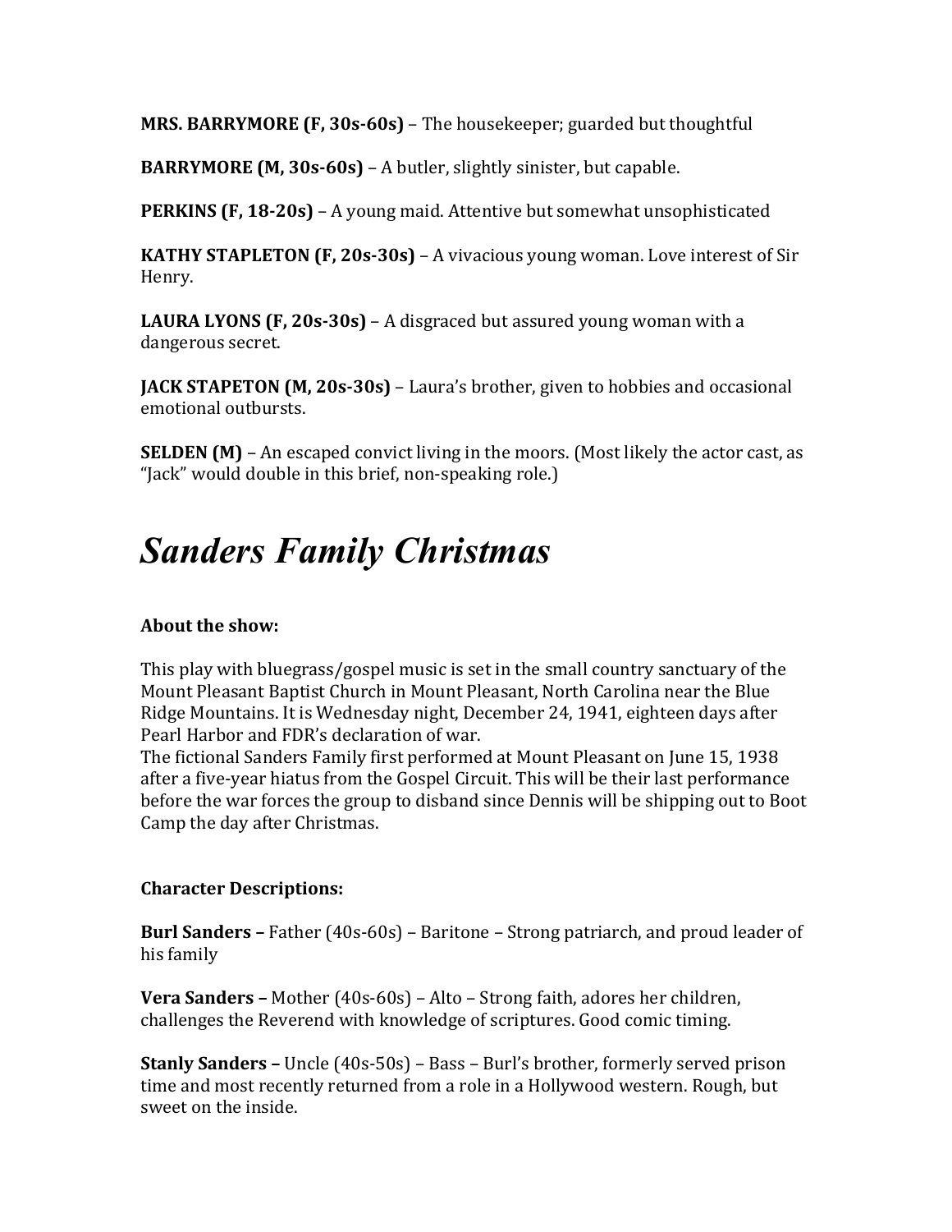**MRS. BARRYMORE (F, 30s-60s)** – The housekeeper; guarded but thoughtful

**BARRYMORE (M, 30s-60s)** – A butler, slightly sinister, but capable.

**PERKINS (F, 18-20s)** – A young maid. Attentive but somewhat unsophisticated

**KATHY STAPLETON (F, 20s-30s)** – A vivacious young woman. Love interest of Sir Henry.

**LAURA LYONS (F, 20s-30s)** – A disgraced but assured young woman with a dangerous secret.

**JACK STAPETON (M, 20s-30s)** – Laura's brother, given to hobbies and occasional emotional outbursts.

**SELDEN (M)** – An escaped convict living in the moors. (Most likely the actor cast, as "Jack" would double in this brief, non-speaking role.)

# *Sanders Family Christmas*

**About the show:**

This play with bluegrass/gospel music is set in the small country sanctuary of the Mount Pleasant Baptist Church in Mount Pleasant, North Carolina near the Blue Ridge Mountains. It is Wednesday night, December 24, 1941, eighteen days after Pearl Harbor and FDR's declaration of war.
The fictional Sanders Family first performed at Mount Pleasant on June 15, 1938 after a five-year hiatus from the Gospel Circuit. This will be their last performance before the war forces the group to disband since Dennis will be shipping out to Boot Camp the day after Christmas.

**Character Descriptions:**

**Burl Sanders –** Father (40s-60s) – Baritone – Strong patriarch, and proud leader of his family

**Vera Sanders –** Mother (40s-60s) – Alto – Strong faith, adores her children, challenges the Reverend with knowledge of scriptures. Good comic timing.

**Stanly Sanders –** Uncle (40s-50s) – Bass – Burl's brother, formerly served prison time and most recently returned from a role in a Hollywood western. Rough, but sweet on the inside.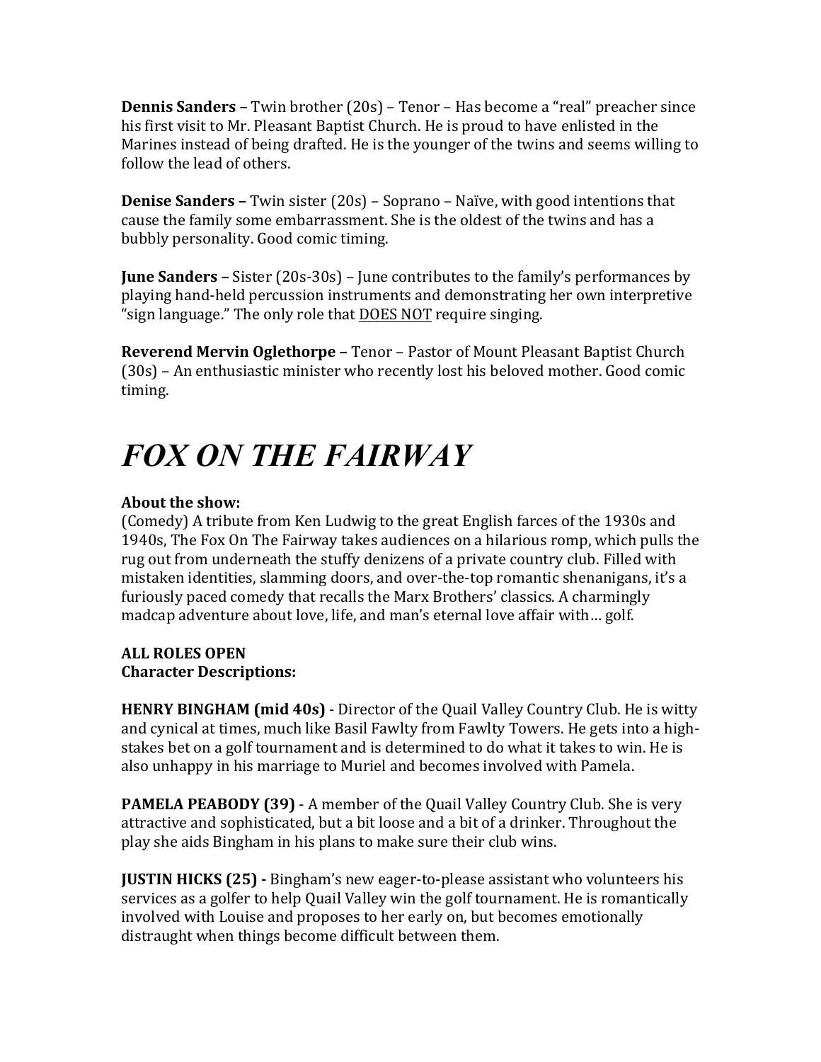**Dennis Sanders –** Twin brother (20s) – Tenor – Has become a "real" preacher since his first visit to Mr. Pleasant Baptist Church. He is proud to have enlisted in the Marines instead of being drafted. He is the younger of the twins and seems willing to follow the lead of others.

**Denise Sanders –** Twin sister (20s) – Soprano – Naïve, with good intentions that cause the family some embarrassment. She is the oldest of the twins and has a bubbly personality. Good comic timing.

**June Sanders –** Sister (20s-30s) – June contributes to the family's performances by playing hand-held percussion instruments and demonstrating her own interpretive "sign language." The only role that <u>DOES NOT</u> require singing.

**Reverend Mervin Oglethorpe –** Tenor – Pastor of Mount Pleasant Baptist Church (30s) – An enthusiastic minister who recently lost his beloved mother. Good comic timing.

# *FOX ON THE FAIRWAY*

**About the show:**
(Comedy) A tribute from Ken Ludwig to the great English farces of the 1930s and 1940s, The Fox On The Fairway takes audiences on a hilarious romp, which pulls the rug out from underneath the stuffy denizens of a private country club. Filled with mistaken identities, slamming doors, and over-the-top romantic shenanigans, it's a furiously paced comedy that recalls the Marx Brothers' classics. A charmingly madcap adventure about love, life, and man's eternal love affair with… golf.

**ALL ROLES OPEN**
**Character Descriptions:**

**HENRY BINGHAM (mid 40s)** - Director of the Quail Valley Country Club. He is witty and cynical at times, much like Basil Fawlty from Fawlty Towers. He gets into a high-stakes bet on a golf tournament and is determined to do what it takes to win. He is also unhappy in his marriage to Muriel and becomes involved with Pamela.

**PAMELA PEABODY (39)** - A member of the Quail Valley Country Club. She is very attractive and sophisticated, but a bit loose and a bit of a drinker. Throughout the play she aids Bingham in his plans to make sure their club wins.

**JUSTIN HICKS (25) -** Bingham's new eager-to-please assistant who volunteers his services as a golfer to help Quail Valley win the golf tournament. He is romantically involved with Louise and proposes to her early on, but becomes emotionally distraught when things become difficult between them.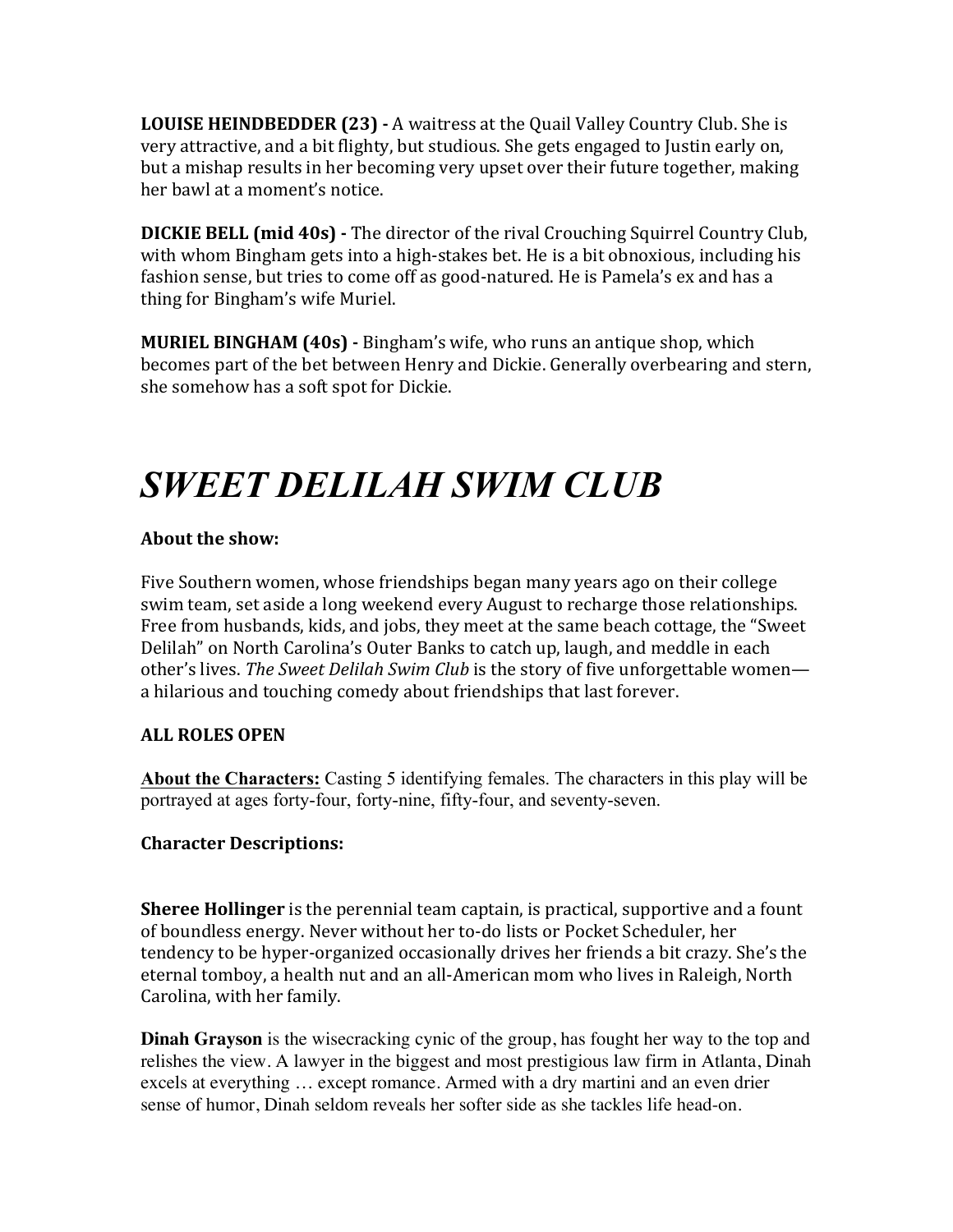**LOUISE HEINDBEDDER (23) -** A waitress at the Quail Valley Country Club. She is very attractive, and a bit flighty, but studious. She gets engaged to Justin early on, but a mishap results in her becoming very upset over their future together, making her bawl at a moment's notice.

**DICKIE BELL (mid 40s) -** The director of the rival Crouching Squirrel Country Club, with whom Bingham gets into a high-stakes bet. He is a bit obnoxious, including his fashion sense, but tries to come off as good-natured. He is Pamela's ex and has a thing for Bingham's wife Muriel.

**MURIEL BINGHAM (40s) -** Bingham's wife, who runs an antique shop, which becomes part of the bet between Henry and Dickie. Generally overbearing and stern, she somehow has a soft spot for Dickie.

# *SWEET DELILAH SWIM CLUB*

**About the show:**

Five Southern women, whose friendships began many years ago on their college swim team, set aside a long weekend every August to recharge those relationships. Free from husbands, kids, and jobs, they meet at the same beach cottage, the "Sweet Delilah" on North Carolina's Outer Banks to catch up, laugh, and meddle in each other's lives. *The Sweet Delilah Swim Club* is the story of five unforgettable women—a hilarious and touching comedy about friendships that last forever.

**ALL ROLES OPEN**

**About the Characters:** Casting 5 identifying females. The characters in this play will be portrayed at ages forty-four, forty-nine, fifty-four, and seventy-seven.

**Character Descriptions:**

**Sheree Hollinger** is the perennial team captain, is practical, supportive and a fount of boundless energy. Never without her to-do lists or Pocket Scheduler, her tendency to be hyper-organized occasionally drives her friends a bit crazy. She's the eternal tomboy, a health nut and an all-American mom who lives in Raleigh, North Carolina, with her family.

**Dinah Grayson** is the wisecracking cynic of the group, has fought her way to the top and relishes the view. A lawyer in the biggest and most prestigious law firm in Atlanta, Dinah excels at everything … except romance. Armed with a dry martini and an even drier sense of humor, Dinah seldom reveals her softer side as she tackles life head-on.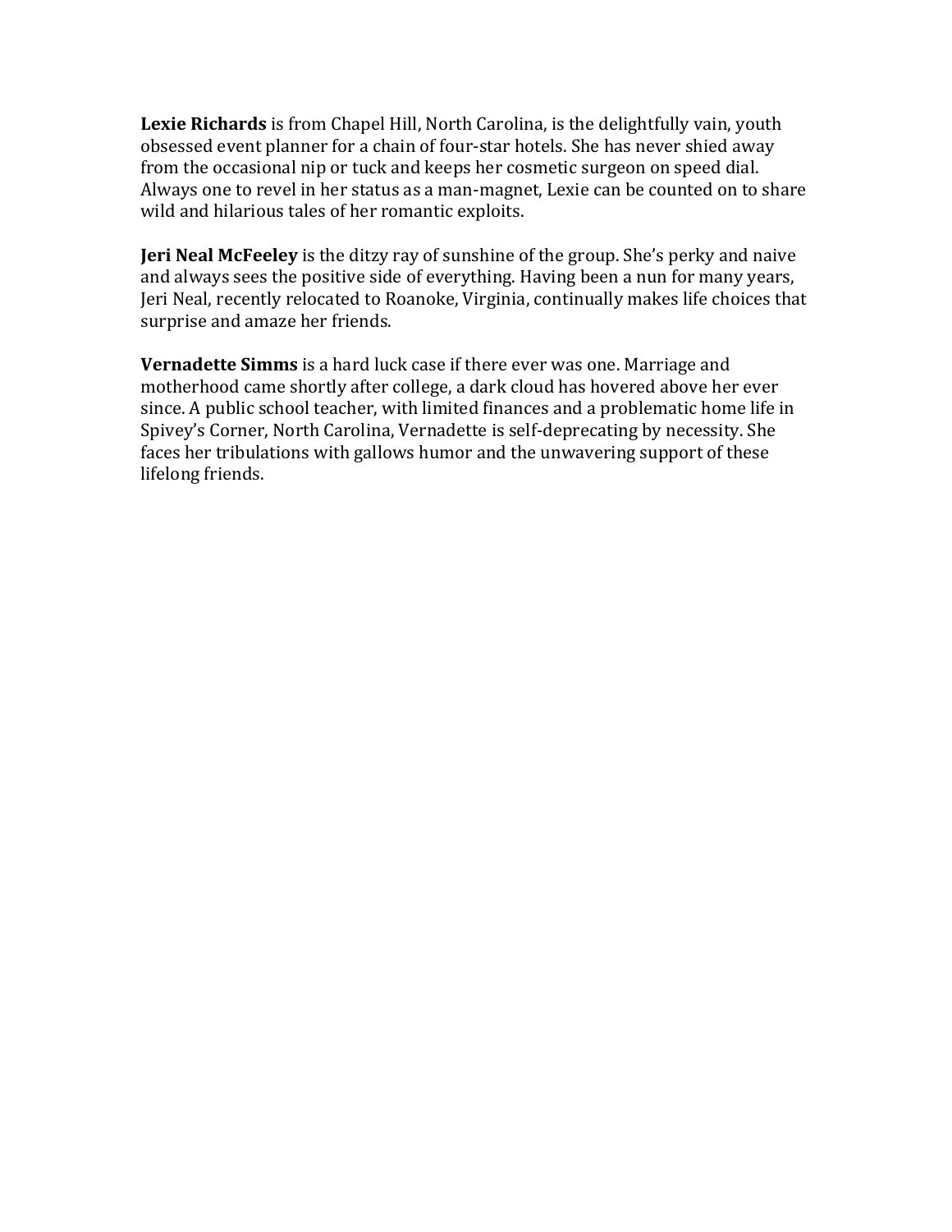**Lexie Richards** is from Chapel Hill, North Carolina, is the delightfully vain, youth obsessed event planner for a chain of four-star hotels. She has never shied away from the occasional nip or tuck and keeps her cosmetic surgeon on speed dial. Always one to revel in her status as a man-magnet, Lexie can be counted on to share wild and hilarious tales of her romantic exploits.

**Jeri Neal McFeeley** is the ditzy ray of sunshine of the group. She's perky and naive and always sees the positive side of everything. Having been a nun for many years, Jeri Neal, recently relocated to Roanoke, Virginia, continually makes life choices that surprise and amaze her friends.

**Vernadette Simms** is a hard luck case if there ever was one. Marriage and motherhood came shortly after college, a dark cloud has hovered above her ever since. A public school teacher, with limited finances and a problematic home life in Spivey's Corner, North Carolina, Vernadette is self-deprecating by necessity. She faces her tribulations with gallows humor and the unwavering support of these lifelong friends.